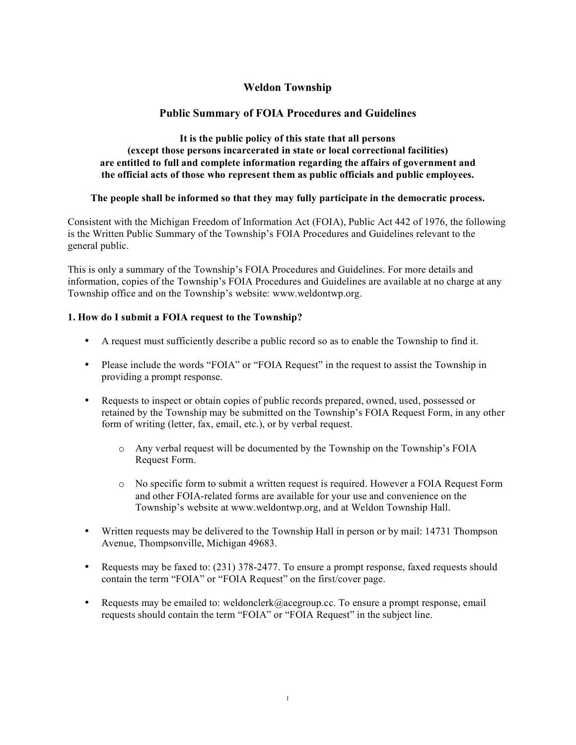# Weldon Township

## Public Summary of FOIA Procedures and Guidelines

**It is the public policy of this state that all persons (except those persons incarcerated in state or local correctional facilities) are entitled to full and complete information regarding the affairs of government and the official acts of those who represent them as public officials and public employees.**

**The people shall be informed so that they may fully participate in the democratic process.**

Consistent with the Michigan Freedom of Information Act (FOIA), Public Act 442 of 1976, the following is the Written Public Summary of the Township's FOIA Procedures and Guidelines relevant to the general public.

This is only a summary of the Township's FOIA Procedures and Guidelines. For more details and information, copies of the Township's FOIA Procedures and Guidelines are available at no charge at any Township office and on the Township's website: www.weldontwp.org.

### 1. How do I submit a FOIA request to the Township?

- A request must sufficiently describe a public record so as to enable the Township to find it.
- Please include the words "FOIA" or "FOIA Request" in the request to assist the Township in providing a prompt response.
- Requests to inspect or obtain copies of public records prepared, owned, used, possessed or retained by the Township may be submitted on the Township's FOIA Request Form, in any other form of writing (letter, fax, email, etc.), or by verbal request.
    - Any verbal request will be documented by the Township on the Township's FOIA Request Form.
    - No specific form to submit a written request is required. However a FOIA Request Form and other FOIA-related forms are available for your use and convenience on the Township's website at www.weldontwp.org, and at Weldon Township Hall.
- Written requests may be delivered to the Township Hall in person or by mail: 14731 Thompson Avenue, Thompsonville, Michigan 49683.
- Requests may be faxed to: (231) 378-2477. To ensure a prompt response, faxed requests should contain the term "FOIA" or "FOIA Request" on the first/cover page.
- Requests may be emailed to: weldonclerk@acegroup.cc. To ensure a prompt response, email requests should contain the term "FOIA" or "FOIA Request" in the subject line.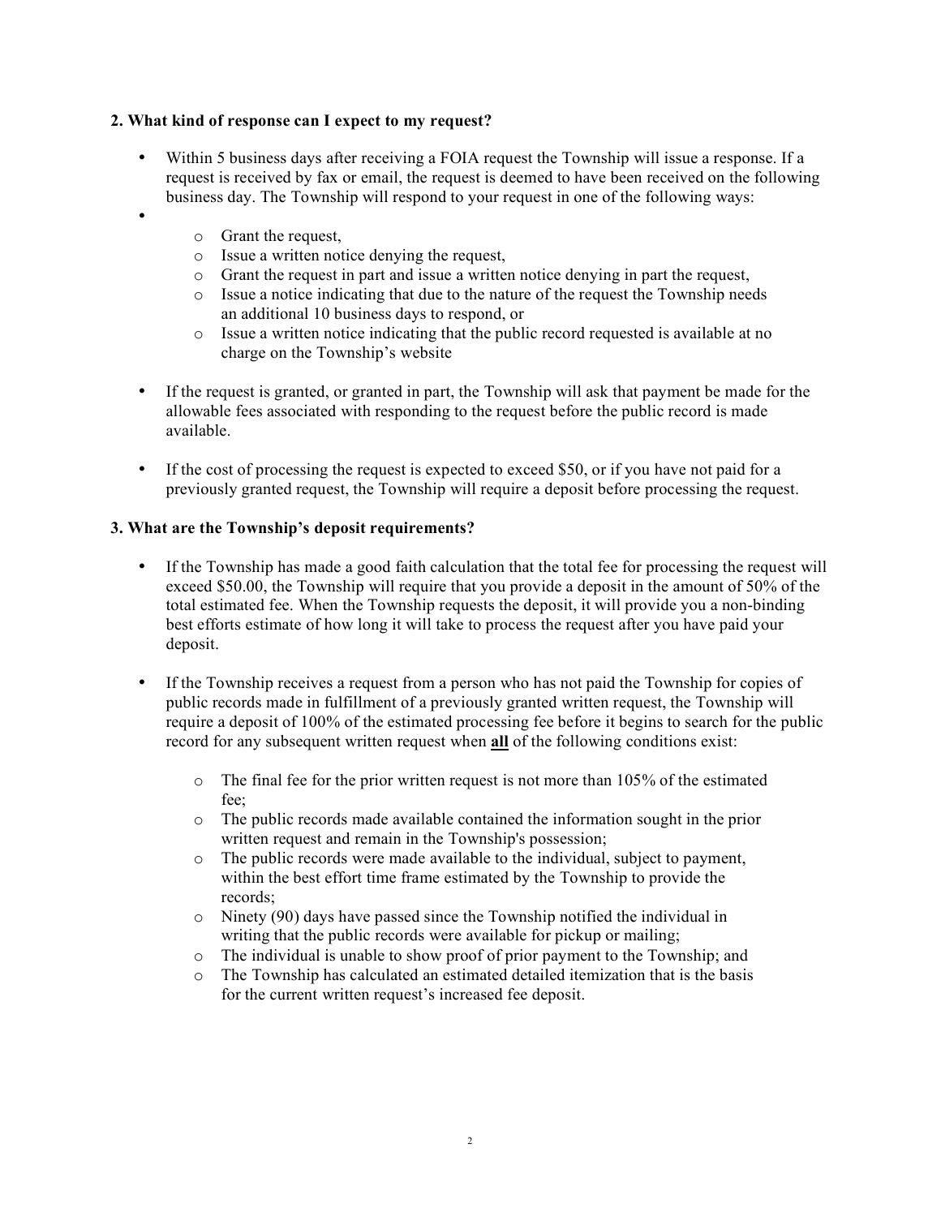## 2. What kind of response can I expect to my request?

- Within 5 business days after receiving a FOIA request the Township will issue a response. If a request is received by fax or email, the request is deemed to have been received on the following business day. The Township will respond to your request in one of the following ways:
  - Grant the request,
  - Issue a written notice denying the request,
  - Grant the request in part and issue a written notice denying in part the request,
  - Issue a notice indicating that due to the nature of the request the Township needs an additional 10 business days to respond, or
  - Issue a written notice indicating that the public record requested is available at no charge on the Township's website
- If the request is granted, or granted in part, the Township will ask that payment be made for the allowable fees associated with responding to the request before the public record is made available.
- If the cost of processing the request is expected to exceed $50, or if you have not paid for a previously granted request, the Township will require a deposit before processing the request.

## 3. What are the Township's deposit requirements?

- If the Township has made a good faith calculation that the total fee for processing the request will exceed $50.00, the Township will require that you provide a deposit in the amount of 50% of the total estimated fee. When the Township requests the deposit, it will provide you a non-binding best efforts estimate of how long it will take to process the request after you have paid your deposit.
- If the Township receives a request from a person who has not paid the Township for copies of public records made in fulfillment of a previously granted written request, the Township will require a deposit of 100% of the estimated processing fee before it begins to search for the public record for any subsequent written request when **all** of the following conditions exist:
  - The final fee for the prior written request is not more than 105% of the estimated fee;
  - The public records made available contained the information sought in the prior written request and remain in the Township's possession;
  - The public records were made available to the individual, subject to payment, within the best effort time frame estimated by the Township to provide the records;
  - Ninety (90) days have passed since the Township notified the individual in writing that the public records were available for pickup or mailing;
  - The individual is unable to show proof of prior payment to the Township; and
  - The Township has calculated an estimated detailed itemization that is the basis for the current written request's increased fee deposit.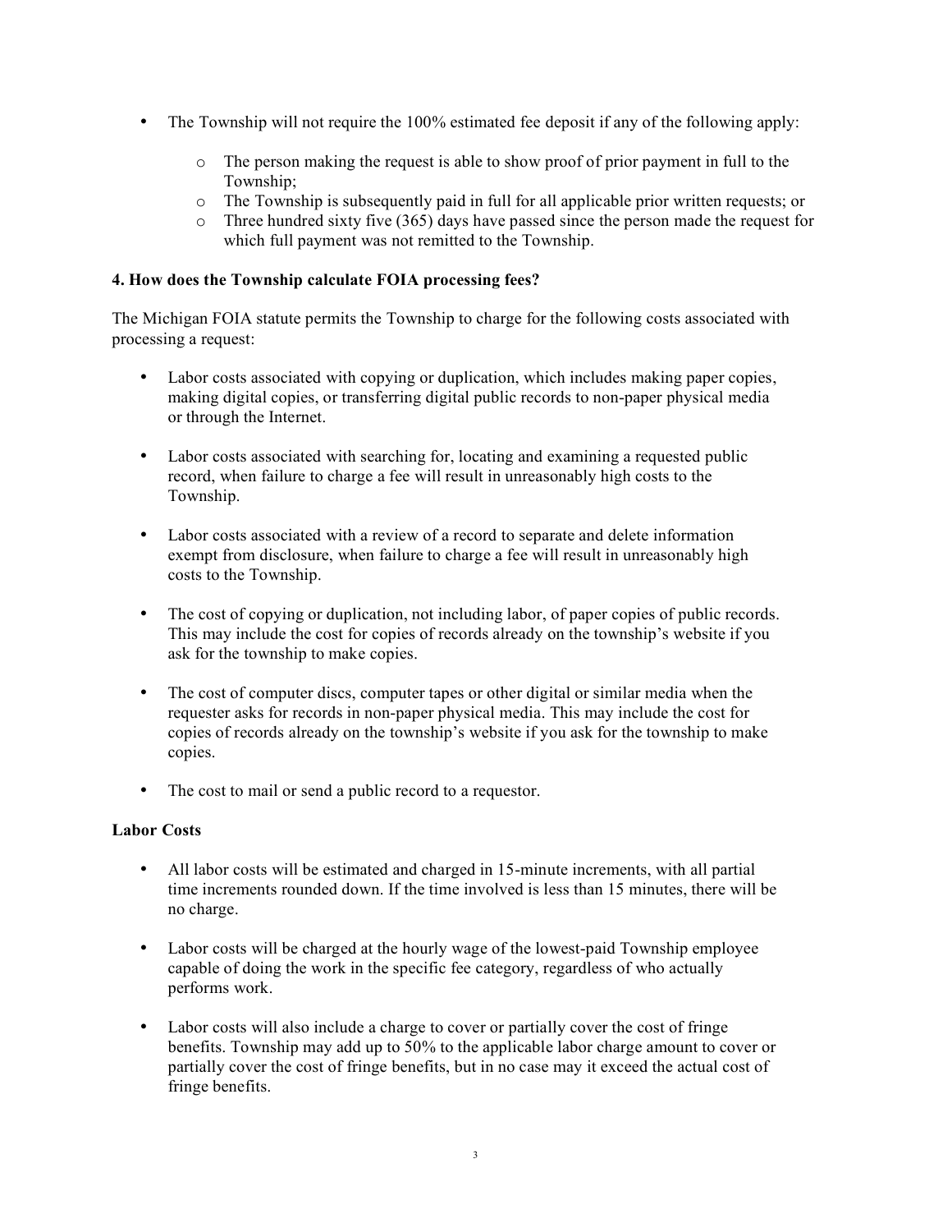- The Township will not require the 100% estimated fee deposit if any of the following apply:
  - The person making the request is able to show proof of prior payment in full to the Township;
  - The Township is subsequently paid in full for all applicable prior written requests; or
  - Three hundred sixty five (365) days have passed since the person made the request for which full payment was not remitted to the Township.

**4. How does the Township calculate FOIA processing fees?**

The Michigan FOIA statute permits the Township to charge for the following costs associated with processing a request:

- Labor costs associated with copying or duplication, which includes making paper copies, making digital copies, or transferring digital public records to non-paper physical media or through the Internet.
- Labor costs associated with searching for, locating and examining a requested public record, when failure to charge a fee will result in unreasonably high costs to the Township.
- Labor costs associated with a review of a record to separate and delete information exempt from disclosure, when failure to charge a fee will result in unreasonably high costs to the Township.
- The cost of copying or duplication, not including labor, of paper copies of public records. This may include the cost for copies of records already on the township's website if you ask for the township to make copies.
- The cost of computer discs, computer tapes or other digital or similar media when the requester asks for records in non-paper physical media. This may include the cost for copies of records already on the township's website if you ask for the township to make copies.
- The cost to mail or send a public record to a requestor.

**Labor Costs**

- All labor costs will be estimated and charged in 15-minute increments, with all partial time increments rounded down. If the time involved is less than 15 minutes, there will be no charge.
- Labor costs will be charged at the hourly wage of the lowest-paid Township employee capable of doing the work in the specific fee category, regardless of who actually performs work.
- Labor costs will also include a charge to cover or partially cover the cost of fringe benefits. Township may add up to 50% to the applicable labor charge amount to cover or partially cover the cost of fringe benefits, but in no case may it exceed the actual cost of fringe benefits.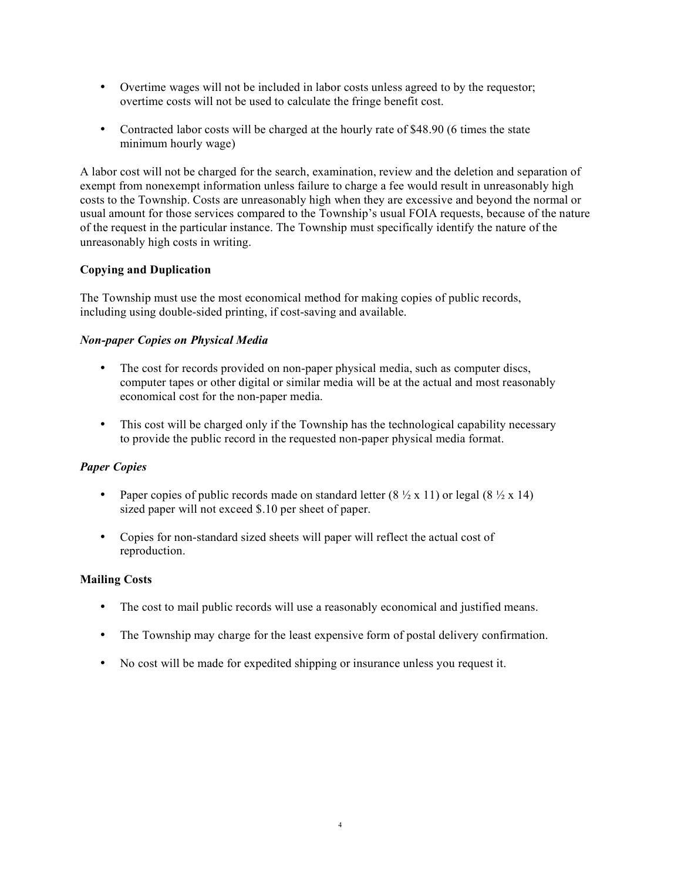- Overtime wages will not be included in labor costs unless agreed to by the requestor; overtime costs will not be used to calculate the fringe benefit cost.

- Contracted labor costs will be charged at the hourly rate of $48.90 (6 times the state minimum hourly wage)

A labor cost will not be charged for the search, examination, review and the deletion and separation of exempt from nonexempt information unless failure to charge a fee would result in unreasonably high costs to the Township. Costs are unreasonably high when they are excessive and beyond the normal or usual amount for those services compared to the Township's usual FOIA requests, because of the nature of the request in the particular instance. The Township must specifically identify the nature of the unreasonably high costs in writing.

**Copying and Duplication**

The Township must use the most economical method for making copies of public records, including using double-sided printing, if cost-saving and available.

***Non-paper Copies on Physical Media***

- The cost for records provided on non-paper physical media, such as computer discs, computer tapes or other digital or similar media will be at the actual and most reasonably economical cost for the non-paper media.

- This cost will be charged only if the Township has the technological capability necessary to provide the public record in the requested non-paper physical media format.

***Paper Copies***

- Paper copies of public records made on standard letter (8 ½ x 11) or legal (8 ½ x 14) sized paper will not exceed $.10 per sheet of paper.

- Copies for non-standard sized sheets will paper will reflect the actual cost of reproduction.

**Mailing Costs**

- The cost to mail public records will use a reasonably economical and justified means.

- The Township may charge for the least expensive form of postal delivery confirmation.

- No cost will be made for expedited shipping or insurance unless you request it.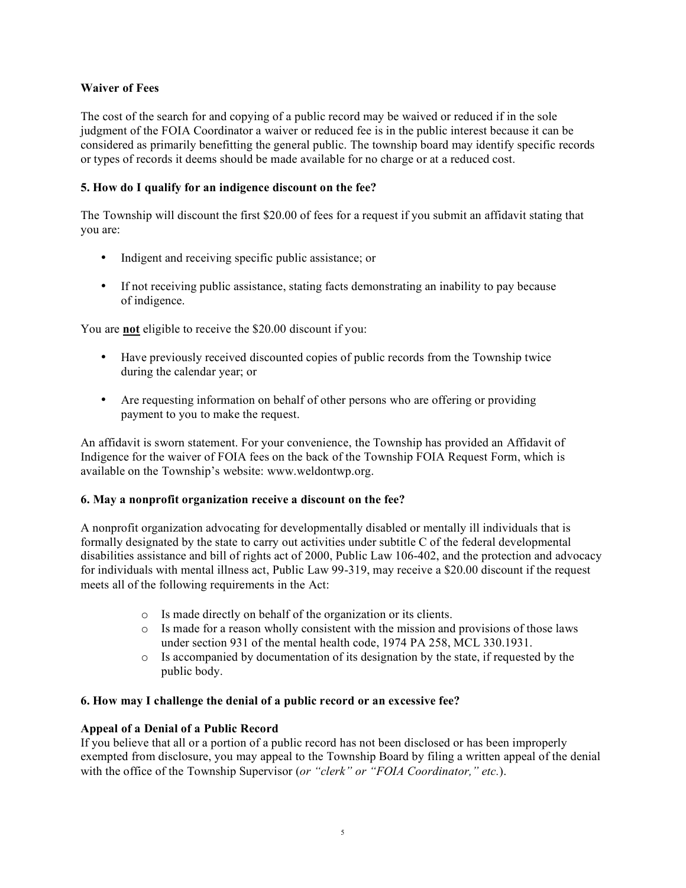**Waiver of Fees**

The cost of the search for and copying of a public record may be waived or reduced if in the sole judgment of the FOIA Coordinator a waiver or reduced fee is in the public interest because it can be considered as primarily benefitting the general public. The township board may identify specific records or types of records it deems should be made available for no charge or at a reduced cost.

**5. How do I qualify for an indigence discount on the fee?**

The Township will discount the first $20.00 of fees for a request if you submit an affidavit stating that you are:

- Indigent and receiving specific public assistance; or
- If not receiving public assistance, stating facts demonstrating an inability to pay because of indigence.

You are **not** eligible to receive the $20.00 discount if you:

- Have previously received discounted copies of public records from the Township twice during the calendar year; or
- Are requesting information on behalf of other persons who are offering or providing payment to you to make the request.

An affidavit is sworn statement. For your convenience, the Township has provided an Affidavit of Indigence for the waiver of FOIA fees on the back of the Township FOIA Request Form, which is available on the Township's website: www.weldontwp.org.

**6. May a nonprofit organization receive a discount on the fee?**

A nonprofit organization advocating for developmentally disabled or mentally ill individuals that is formally designated by the state to carry out activities under subtitle C of the federal developmental disabilities assistance and bill of rights act of 2000, Public Law 106-402, and the protection and advocacy for individuals with mental illness act, Public Law 99-319, may receive a $20.00 discount if the request meets all of the following requirements in the Act:

- Is made directly on behalf of the organization or its clients.
- Is made for a reason wholly consistent with the mission and provisions of those laws under section 931 of the mental health code, 1974 PA 258, MCL 330.1931.
- Is accompanied by documentation of its designation by the state, if requested by the public body.

**6. How may I challenge the denial of a public record or an excessive fee?**

**Appeal of a Denial of a Public Record**

If you believe that all or a portion of a public record has not been disclosed or has been improperly exempted from disclosure, you may appeal to the Township Board by filing a written appeal of the denial with the office of the Township Supervisor (*or "clerk" or "FOIA Coordinator," etc.*).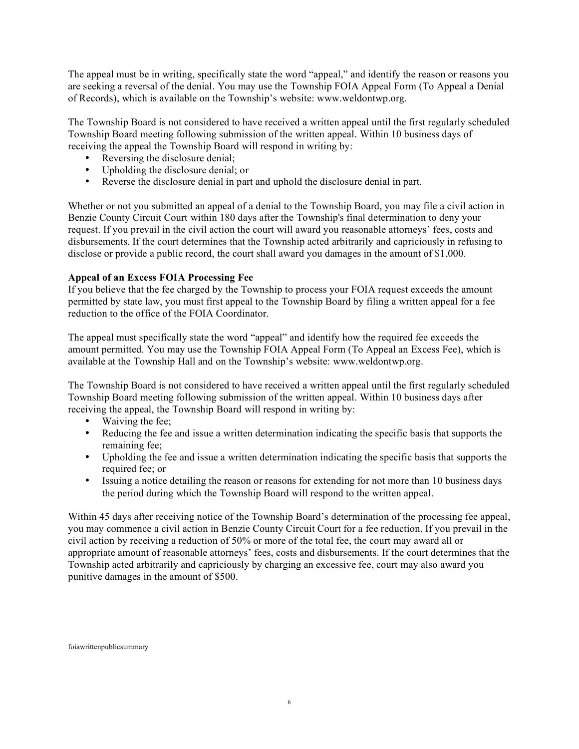The appeal must be in writing, specifically state the word "appeal," and identify the reason or reasons you are seeking a reversal of the denial. You may use the Township FOIA Appeal Form (To Appeal a Denial of Records), which is available on the Township's website: www.weldontwp.org.

The Township Board is not considered to have received a written appeal until the first regularly scheduled Township Board meeting following submission of the written appeal. Within 10 business days of receiving the appeal the Township Board will respond in writing by:

- Reversing the disclosure denial;
- Upholding the disclosure denial; or
- Reverse the disclosure denial in part and uphold the disclosure denial in part.

Whether or not you submitted an appeal of a denial to the Township Board, you may file a civil action in Benzie County Circuit Court within 180 days after the Township's final determination to deny your request. If you prevail in the civil action the court will award you reasonable attorneys' fees, costs and disbursements. If the court determines that the Township acted arbitrarily and capriciously in refusing to disclose or provide a public record, the court shall award you damages in the amount of $1,000.

**Appeal of an Excess FOIA Processing Fee**

If you believe that the fee charged by the Township to process your FOIA request exceeds the amount permitted by state law, you must first appeal to the Township Board by filing a written appeal for a fee reduction to the office of the FOIA Coordinator.

The appeal must specifically state the word "appeal" and identify how the required fee exceeds the amount permitted. You may use the Township FOIA Appeal Form (To Appeal an Excess Fee), which is available at the Township Hall and on the Township's website: www.weldontwp.org.

The Township Board is not considered to have received a written appeal until the first regularly scheduled Township Board meeting following submission of the written appeal. Within 10 business days after receiving the appeal, the Township Board will respond in writing by:

- Waiving the fee;
- Reducing the fee and issue a written determination indicating the specific basis that supports the remaining fee;
- Upholding the fee and issue a written determination indicating the specific basis that supports the required fee; or
- Issuing a notice detailing the reason or reasons for extending for not more than 10 business days the period during which the Township Board will respond to the written appeal.

Within 45 days after receiving notice of the Township Board's determination of the processing fee appeal, you may commence a civil action in Benzie County Circuit Court for a fee reduction. If you prevail in the civil action by receiving a reduction of 50% or more of the total fee, the court may award all or appropriate amount of reasonable attorneys' fees, costs and disbursements. If the court determines that the Township acted arbitrarily and capriciously by charging an excessive fee, court may also award you punitive damages in the amount of $500.

foiawrittenpublicsummary